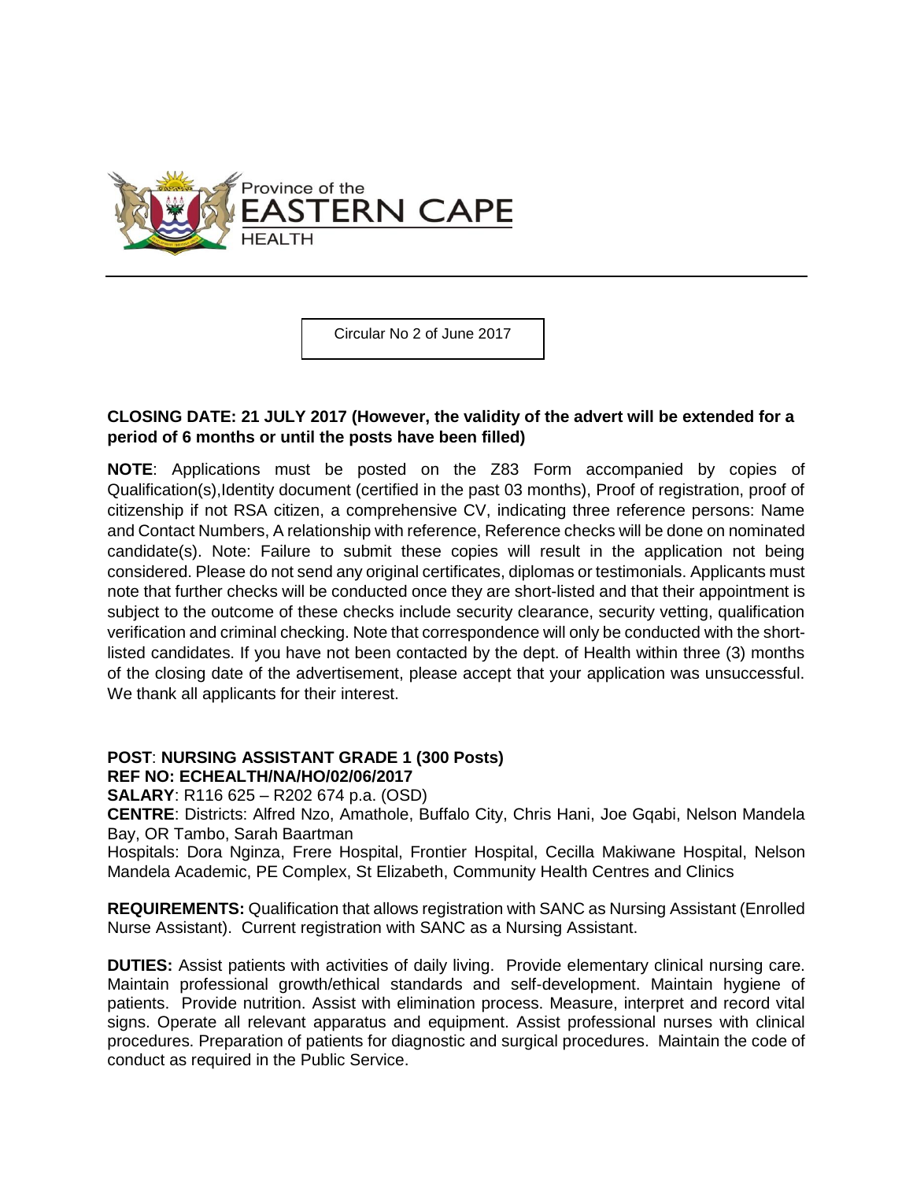Province of the
# EASTERN CAPE
HEALTH

Circular No 2 of June 2017

**CLOSING DATE: 21 JULY 2017 (However, the validity of the advert will be extended for a period of 6 months or until the posts have been filled)**

**NOTE**: Applications must be posted on the Z83 Form accompanied by copies of Qualification(s),Identity document (certified in the past 03 months), Proof of registration, proof of citizenship if not RSA citizen, a comprehensive CV, indicating three reference persons: Name and Contact Numbers, A relationship with reference, Reference checks will be done on nominated candidate(s). Note: Failure to submit these copies will result in the application not being considered. Please do not send any original certificates, diplomas or testimonials. Applicants must note that further checks will be conducted once they are short-listed and that their appointment is subject to the outcome of these checks include security clearance, security vetting, qualification verification and criminal checking. Note that correspondence will only be conducted with the short-listed candidates. If you have not been contacted by the dept. of Health within three (3) months of the closing date of the advertisement, please accept that your application was unsuccessful. We thank all applicants for their interest.

**POST**: **NURSING ASSISTANT GRADE 1 (300 Posts)**
**REF NO: ECHEALTH/NA/HO/02/06/2017**
**SALARY**: R116 625 – R202 674 p.a. (OSD)
**CENTRE**: Districts: Alfred Nzo, Amathole, Buffalo City, Chris Hani, Joe Gqabi, Nelson Mandela Bay, OR Tambo, Sarah Baartman
Hospitals: Dora Nginza, Frere Hospital, Frontier Hospital, Cecilla Makiwane Hospital, Nelson Mandela Academic, PE Complex, St Elizabeth, Community Health Centres and Clinics

**REQUIREMENTS:** Qualification that allows registration with SANC as Nursing Assistant (Enrolled Nurse Assistant). Current registration with SANC as a Nursing Assistant.

**DUTIES:** Assist patients with activities of daily living. Provide elementary clinical nursing care. Maintain professional growth/ethical standards and self-development. Maintain hygiene of patients. Provide nutrition. Assist with elimination process. Measure, interpret and record vital signs. Operate all relevant apparatus and equipment. Assist professional nurses with clinical procedures. Preparation of patients for diagnostic and surgical procedures. Maintain the code of conduct as required in the Public Service.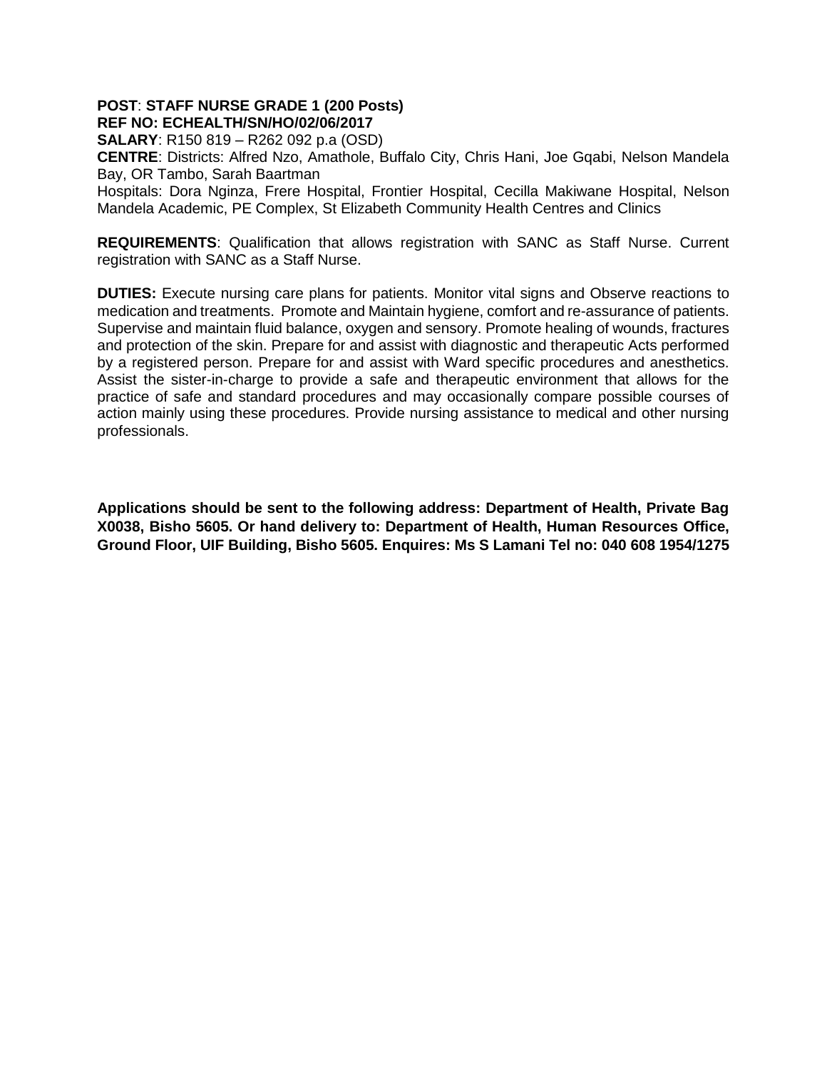**POST**: **STAFF NURSE GRADE 1 (200 Posts)**
**REF NO: ECHEALTH/SN/HO/02/06/2017**
**SALARY**: R150 819 – R262 092 p.a (OSD)
**CENTRE**: Districts: Alfred Nzo, Amathole, Buffalo City, Chris Hani, Joe Gqabi, Nelson Mandela Bay, OR Tambo, Sarah Baartman
Hospitals: Dora Nginza, Frere Hospital, Frontier Hospital, Cecilla Makiwane Hospital, Nelson Mandela Academic, PE Complex, St Elizabeth Community Health Centres and Clinics

**REQUIREMENTS**: Qualification that allows registration with SANC as Staff Nurse. Current registration with SANC as a Staff Nurse.

**DUTIES:** Execute nursing care plans for patients. Monitor vital signs and Observe reactions to medication and treatments. Promote and Maintain hygiene, comfort and re-assurance of patients. Supervise and maintain fluid balance, oxygen and sensory. Promote healing of wounds, fractures and protection of the skin. Prepare for and assist with diagnostic and therapeutic Acts performed by a registered person. Prepare for and assist with Ward specific procedures and anesthetics. Assist the sister-in-charge to provide a safe and therapeutic environment that allows for the practice of safe and standard procedures and may occasionally compare possible courses of action mainly using these procedures. Provide nursing assistance to medical and other nursing professionals.

**Applications should be sent to the following address: Department of Health, Private Bag X0038, Bisho 5605. Or hand delivery to: Department of Health, Human Resources Office, Ground Floor, UIF Building, Bisho 5605. Enquires: Ms S Lamani Tel no: 040 608 1954/1275**